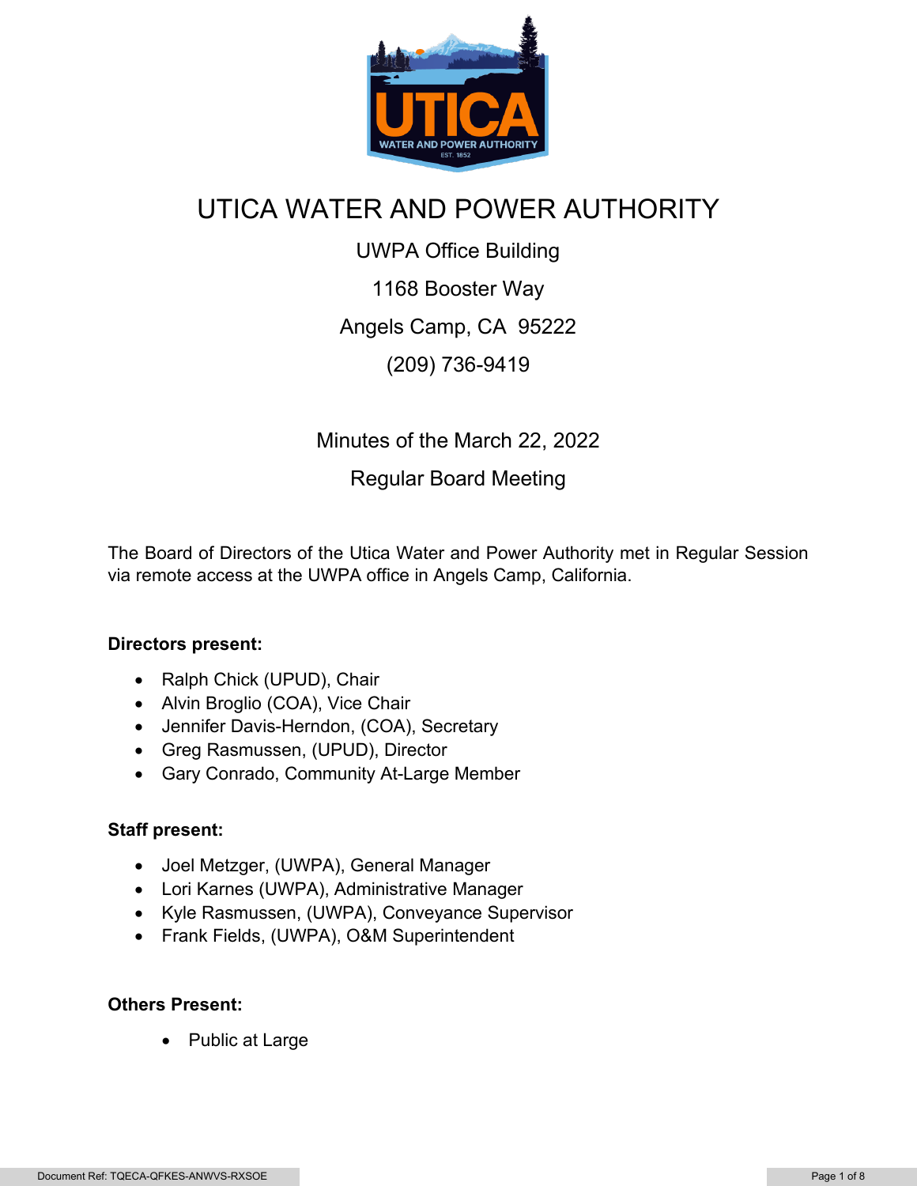# UTICA WATER AND POWER AUTHORITY

UWPA Office Building

1168 Booster Way

Angels Camp, CA 95222

(209) 736-9419

Minutes of the March 22, 2022

Regular Board Meeting

The Board of Directors of the Utica Water and Power Authority met in Regular Session via remote access at the UWPA office in Angels Camp, California.

**Directors present:**

- Ralph Chick (UPUD), Chair
- Alvin Broglio (COA), Vice Chair
- Jennifer Davis-Herndon, (COA), Secretary
- Greg Rasmussen, (UPUD), Director
- Gary Conrado, Community At-Large Member

**Staff present:**

- Joel Metzger, (UWPA), General Manager
- Lori Karnes (UWPA), Administrative Manager
- Kyle Rasmussen, (UWPA), Conveyance Supervisor
- Frank Fields, (UWPA), O&M Superintendent

**Others Present:**

- Public at Large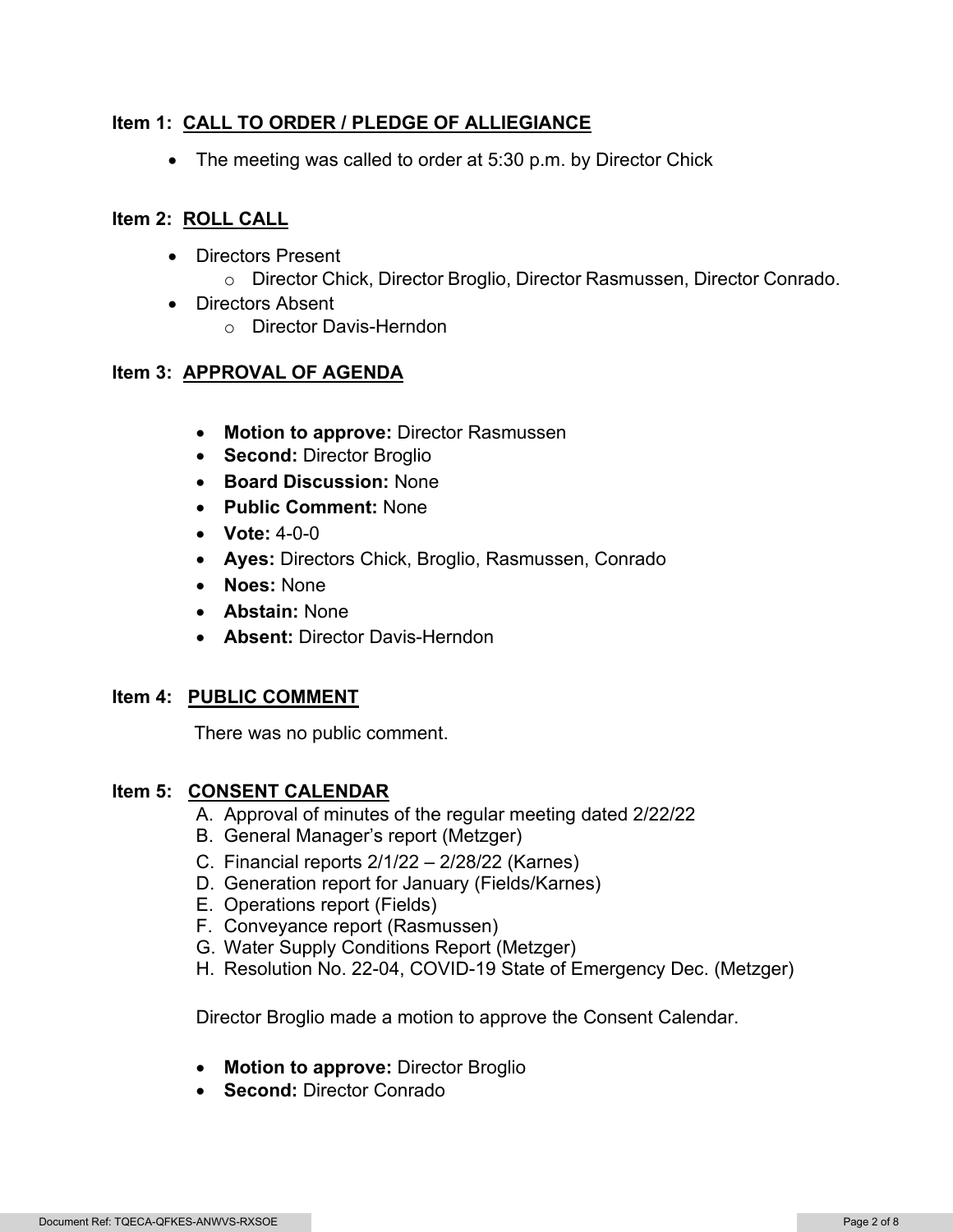**Item 1: CALL TO ORDER / PLEDGE OF ALLIEGIANCE**

- The meeting was called to order at 5:30 p.m. by Director Chick

**Item 2: ROLL CALL**

- Directors Present
  - Director Chick, Director Broglio, Director Rasmussen, Director Conrado.
- Directors Absent
  - Director Davis-Herndon

**Item 3: APPROVAL OF AGENDA**

- **Motion to approve:** Director Rasmussen
- **Second:** Director Broglio
- **Board Discussion:** None
- **Public Comment:** None
- **Vote:** 4-0-0
- **Ayes:** Directors Chick, Broglio, Rasmussen, Conrado
- **Noes:** None
- **Abstain:** None
- **Absent:** Director Davis-Herndon

**Item 4: PUBLIC COMMENT**

There was no public comment.

**Item 5: CONSENT CALENDAR**

A. Approval of minutes of the regular meeting dated 2/22/22
B. General Manager's report (Metzger)
C. Financial reports 2/1/22 – 2/28/22 (Karnes)
D. Generation report for January (Fields/Karnes)
E. Operations report (Fields)
F. Conveyance report (Rasmussen)
G. Water Supply Conditions Report (Metzger)
H. Resolution No. 22-04, COVID-19 State of Emergency Dec. (Metzger)

Director Broglio made a motion to approve the Consent Calendar.

- **Motion to approve:** Director Broglio
- **Second:** Director Conrado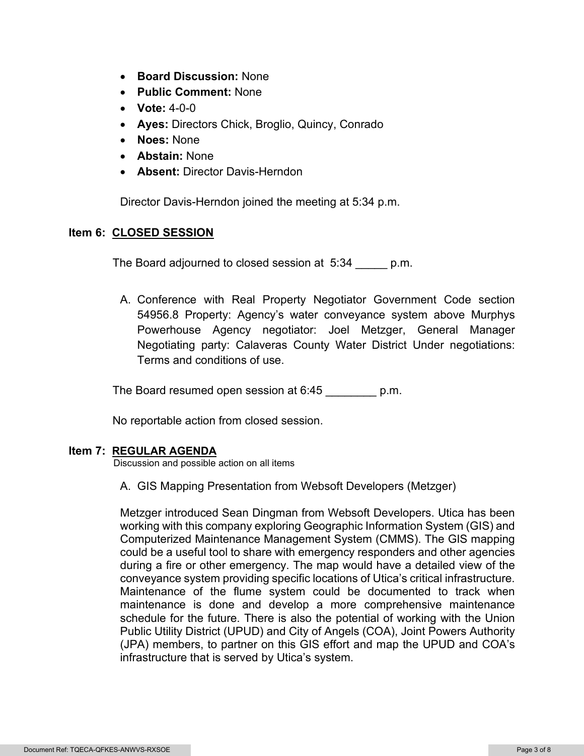- **Board Discussion:** None
- **Public Comment:** None
- **Vote:** 4-0-0
- **Ayes:** Directors Chick, Broglio, Quincy, Conrado
- **Noes:** None
- **Abstain:** None
- **Absent:** Director Davis-Herndon

Director Davis-Herndon joined the meeting at 5:34 p.m.

**Item 6: CLOSED SESSION**

The Board adjourned to closed session at 5:34 _____ p.m.

A. Conference with Real Property Negotiator Government Code section 54956.8 Property: Agency's water conveyance system above Murphys Powerhouse Agency negotiator: Joel Metzger, General Manager Negotiating party: Calaveras County Water District Under negotiations: Terms and conditions of use.

The Board resumed open session at 6:45 ________ p.m.

No reportable action from closed session.

**Item 7: REGULAR AGENDA**

Discussion and possible action on all items

A. GIS Mapping Presentation from Websoft Developers (Metzger)

Metzger introduced Sean Dingman from Websoft Developers. Utica has been working with this company exploring Geographic Information System (GIS) and Computerized Maintenance Management System (CMMS). The GIS mapping could be a useful tool to share with emergency responders and other agencies during a fire or other emergency. The map would have a detailed view of the conveyance system providing specific locations of Utica's critical infrastructure. Maintenance of the flume system could be documented to track when maintenance is done and develop a more comprehensive maintenance schedule for the future. There is also the potential of working with the Union Public Utility District (UPUD) and City of Angels (COA), Joint Powers Authority (JPA) members, to partner on this GIS effort and map the UPUD and COA's infrastructure that is served by Utica's system.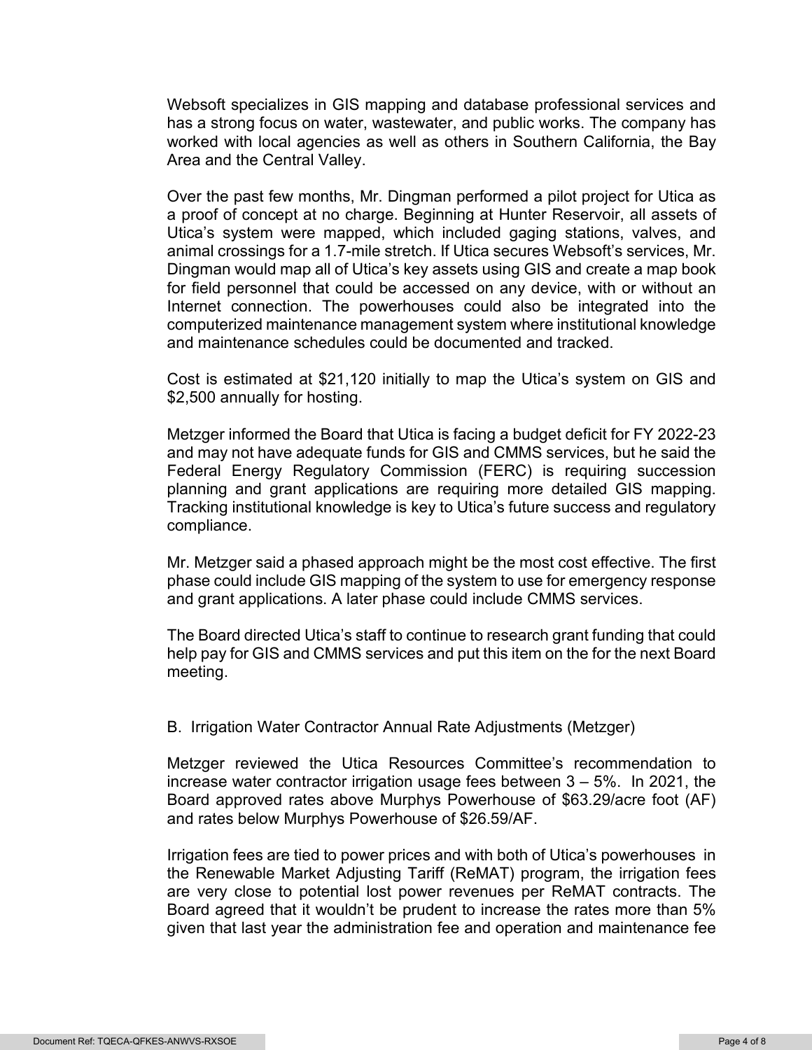Websoft specializes in GIS mapping and database professional services and has a strong focus on water, wastewater, and public works. The company has worked with local agencies as well as others in Southern California, the Bay Area and the Central Valley.

Over the past few months, Mr. Dingman performed a pilot project for Utica as a proof of concept at no charge. Beginning at Hunter Reservoir, all assets of Utica's system were mapped, which included gaging stations, valves, and animal crossings for a 1.7-mile stretch. If Utica secures Websoft's services, Mr. Dingman would map all of Utica's key assets using GIS and create a map book for field personnel that could be accessed on any device, with or without an Internet connection. The powerhouses could also be integrated into the computerized maintenance management system where institutional knowledge and maintenance schedules could be documented and tracked.

Cost is estimated at $21,120 initially to map the Utica's system on GIS and $2,500 annually for hosting.

Metzger informed the Board that Utica is facing a budget deficit for FY 2022-23 and may not have adequate funds for GIS and CMMS services, but he said the Federal Energy Regulatory Commission (FERC) is requiring succession planning and grant applications are requiring more detailed GIS mapping. Tracking institutional knowledge is key to Utica's future success and regulatory compliance.

Mr. Metzger said a phased approach might be the most cost effective. The first phase could include GIS mapping of the system to use for emergency response and grant applications. A later phase could include CMMS services.

The Board directed Utica's staff to continue to research grant funding that could help pay for GIS and CMMS services and put this item on the for the next Board meeting.

B. Irrigation Water Contractor Annual Rate Adjustments (Metzger)

Metzger reviewed the Utica Resources Committee's recommendation to increase water contractor irrigation usage fees between 3 – 5%. In 2021, the Board approved rates above Murphys Powerhouse of $63.29/acre foot (AF) and rates below Murphys Powerhouse of $26.59/AF.

Irrigation fees are tied to power prices and with both of Utica's powerhouses in the Renewable Market Adjusting Tariff (ReMAT) program, the irrigation fees are very close to potential lost power revenues per ReMAT contracts. The Board agreed that it wouldn't be prudent to increase the rates more than 5% given that last year the administration fee and operation and maintenance fee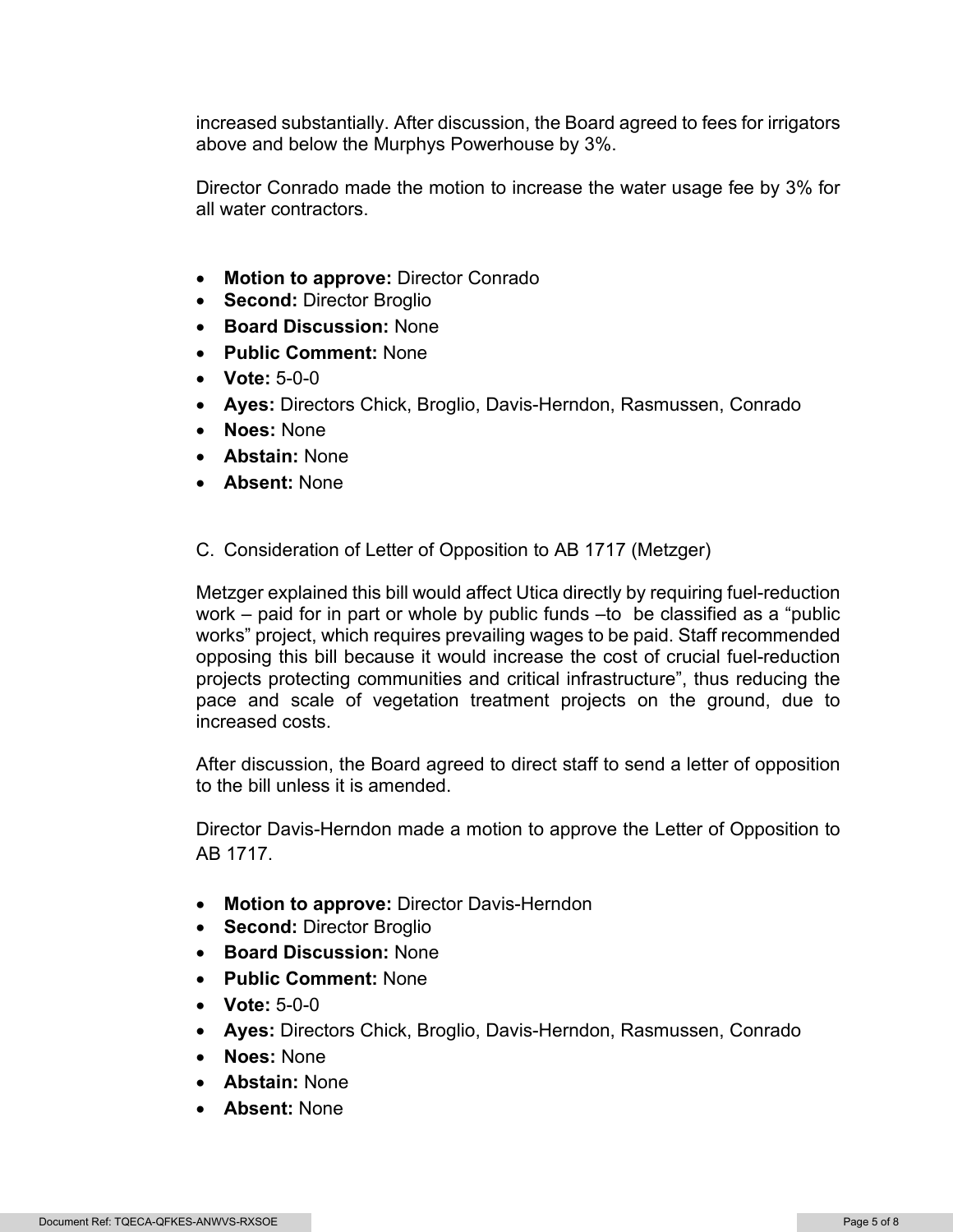increased substantially. After discussion, the Board agreed to fees for irrigators above and below the Murphys Powerhouse by 3%.

Director Conrado made the motion to increase the water usage fee by 3% for all water contractors.

- **Motion to approve:** Director Conrado
- **Second:** Director Broglio
- **Board Discussion:** None
- **Public Comment:** None
- **Vote:** 5-0-0
- **Ayes:** Directors Chick, Broglio, Davis-Herndon, Rasmussen, Conrado
- **Noes:** None
- **Abstain:** None
- **Absent:** None

C. Consideration of Letter of Opposition to AB 1717 (Metzger)

Metzger explained this bill would affect Utica directly by requiring fuel-reduction work – paid for in part or whole by public funds –to be classified as a "public works" project, which requires prevailing wages to be paid. Staff recommended opposing this bill because it would increase the cost of crucial fuel-reduction projects protecting communities and critical infrastructure", thus reducing the pace and scale of vegetation treatment projects on the ground, due to increased costs.

After discussion, the Board agreed to direct staff to send a letter of opposition to the bill unless it is amended.

Director Davis-Herndon made a motion to approve the Letter of Opposition to AB 1717.

- **Motion to approve:** Director Davis-Herndon
- **Second:** Director Broglio
- **Board Discussion:** None
- **Public Comment:** None
- **Vote:** 5-0-0
- **Ayes:** Directors Chick, Broglio, Davis-Herndon, Rasmussen, Conrado
- **Noes:** None
- **Abstain:** None
- **Absent:** None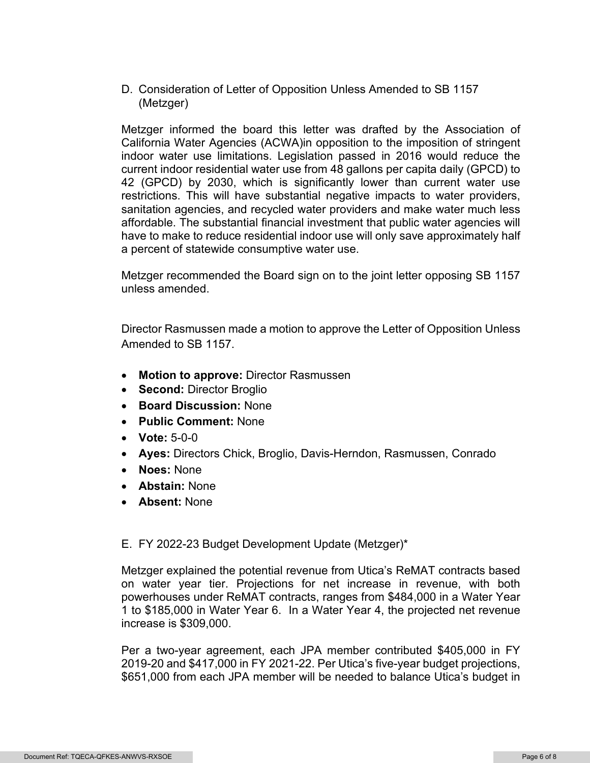D. Consideration of Letter of Opposition Unless Amended to SB 1157 (Metzger)

Metzger informed the board this letter was drafted by the Association of California Water Agencies (ACWA)in opposition to the imposition of stringent indoor water use limitations. Legislation passed in 2016 would reduce the current indoor residential water use from 48 gallons per capita daily (GPCD) to 42 (GPCD) by 2030, which is significantly lower than current water use restrictions. This will have substantial negative impacts to water providers, sanitation agencies, and recycled water providers and make water much less affordable. The substantial financial investment that public water agencies will have to make to reduce residential indoor use will only save approximately half a percent of statewide consumptive water use.

Metzger recommended the Board sign on to the joint letter opposing SB 1157 unless amended.

Director Rasmussen made a motion to approve the Letter of Opposition Unless Amended to SB 1157.

- **Motion to approve:** Director Rasmussen
- **Second:** Director Broglio
- **Board Discussion:** None
- **Public Comment:** None
- **Vote:** 5-0-0
- **Ayes:** Directors Chick, Broglio, Davis-Herndon, Rasmussen, Conrado
- **Noes:** None
- **Abstain:** None
- **Absent:** None

E. FY 2022-23 Budget Development Update (Metzger)*

Metzger explained the potential revenue from Utica's ReMAT contracts based on water year tier. Projections for net increase in revenue, with both powerhouses under ReMAT contracts, ranges from $484,000 in a Water Year 1 to $185,000 in Water Year 6. In a Water Year 4, the projected net revenue increase is $309,000.

Per a two-year agreement, each JPA member contributed $405,000 in FY 2019-20 and $417,000 in FY 2021-22. Per Utica's five-year budget projections, $651,000 from each JPA member will be needed to balance Utica's budget in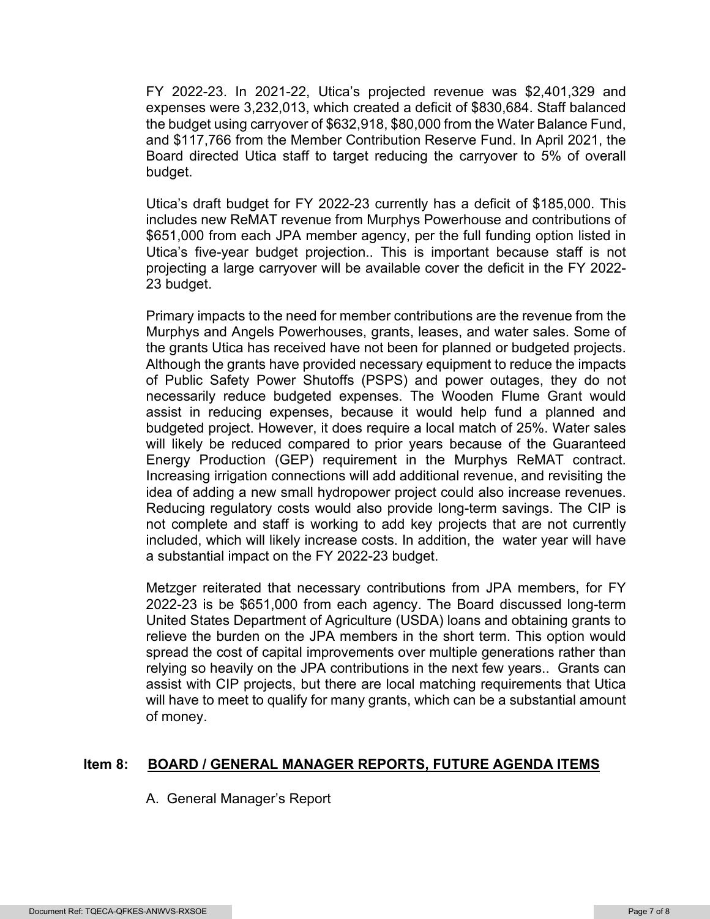FY 2022-23. In 2021-22, Utica's projected revenue was $2,401,329 and expenses were 3,232,013, which created a deficit of $830,684. Staff balanced the budget using carryover of $632,918, $80,000 from the Water Balance Fund, and $117,766 from the Member Contribution Reserve Fund. In April 2021, the Board directed Utica staff to target reducing the carryover to 5% of overall budget.

Utica's draft budget for FY 2022-23 currently has a deficit of $185,000. This includes new ReMAT revenue from Murphys Powerhouse and contributions of $651,000 from each JPA member agency, per the full funding option listed in Utica's five-year budget projection.. This is important because staff is not projecting a large carryover will be available cover the deficit in the FY 2022-23 budget.

Primary impacts to the need for member contributions are the revenue from the Murphys and Angels Powerhouses, grants, leases, and water sales. Some of the grants Utica has received have not been for planned or budgeted projects. Although the grants have provided necessary equipment to reduce the impacts of Public Safety Power Shutoffs (PSPS) and power outages, they do not necessarily reduce budgeted expenses. The Wooden Flume Grant would assist in reducing expenses, because it would help fund a planned and budgeted project. However, it does require a local match of 25%. Water sales will likely be reduced compared to prior years because of the Guaranteed Energy Production (GEP) requirement in the Murphys ReMAT contract. Increasing irrigation connections will add additional revenue, and revisiting the idea of adding a new small hydropower project could also increase revenues. Reducing regulatory costs would also provide long-term savings. The CIP is not complete and staff is working to add key projects that are not currently included, which will likely increase costs. In addition, the water year will have a substantial impact on the FY 2022-23 budget.

Metzger reiterated that necessary contributions from JPA members, for FY 2022-23 is be $651,000 from each agency. The Board discussed long-term United States Department of Agriculture (USDA) loans and obtaining grants to relieve the burden on the JPA members in the short term. This option would spread the cost of capital improvements over multiple generations rather than relying so heavily on the JPA contributions in the next few years.. Grants can assist with CIP projects, but there are local matching requirements that Utica will have to meet to qualify for many grants, which can be a substantial amount of money.

## Item 8: BOARD / GENERAL MANAGER REPORTS, FUTURE AGENDA ITEMS

A. General Manager's Report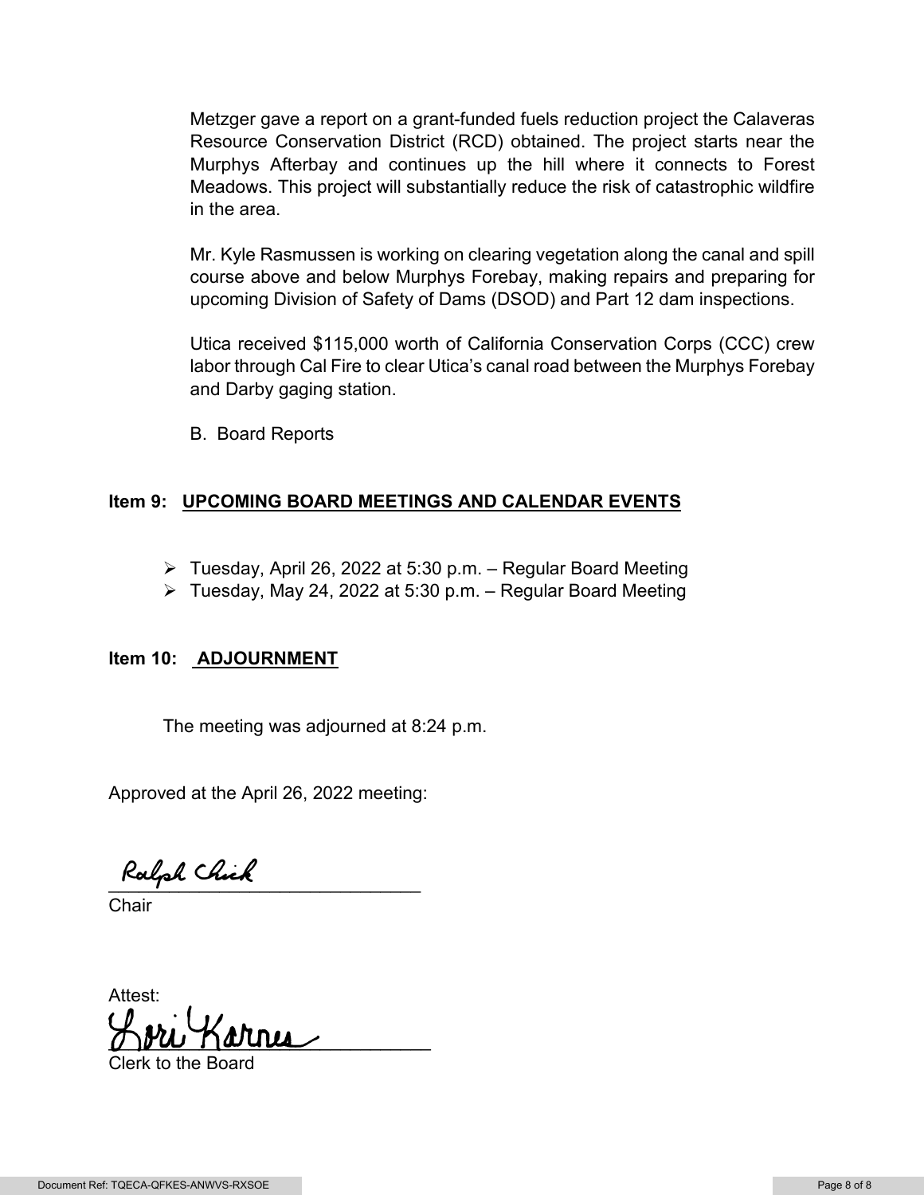Metzger gave a report on a grant-funded fuels reduction project the Calaveras Resource Conservation District (RCD) obtained. The project starts near the Murphys Afterbay and continues up the hill where it connects to Forest Meadows. This project will substantially reduce the risk of catastrophic wildfire in the area.

Mr. Kyle Rasmussen is working on clearing vegetation along the canal and spill course above and below Murphys Forebay, making repairs and preparing for upcoming Division of Safety of Dams (DSOD) and Part 12 dam inspections.

Utica received $115,000 worth of California Conservation Corps (CCC) crew labor through Cal Fire to clear Utica's canal road between the Murphys Forebay and Darby gaging station.

B. Board Reports

## Item 9: UPCOMING BOARD MEETINGS AND CALENDAR EVENTS

- Tuesday, April 26, 2022 at 5:30 p.m. – Regular Board Meeting
- Tuesday, May 24, 2022 at 5:30 p.m. – Regular Board Meeting

## Item 10: ADJOURNMENT

The meeting was adjourned at 8:24 p.m.

Approved at the April 26, 2022 meeting:

Ralph Chick
_______________________________
Chair

Attest:

Lori Karnes
_______________________________
Clerk to the Board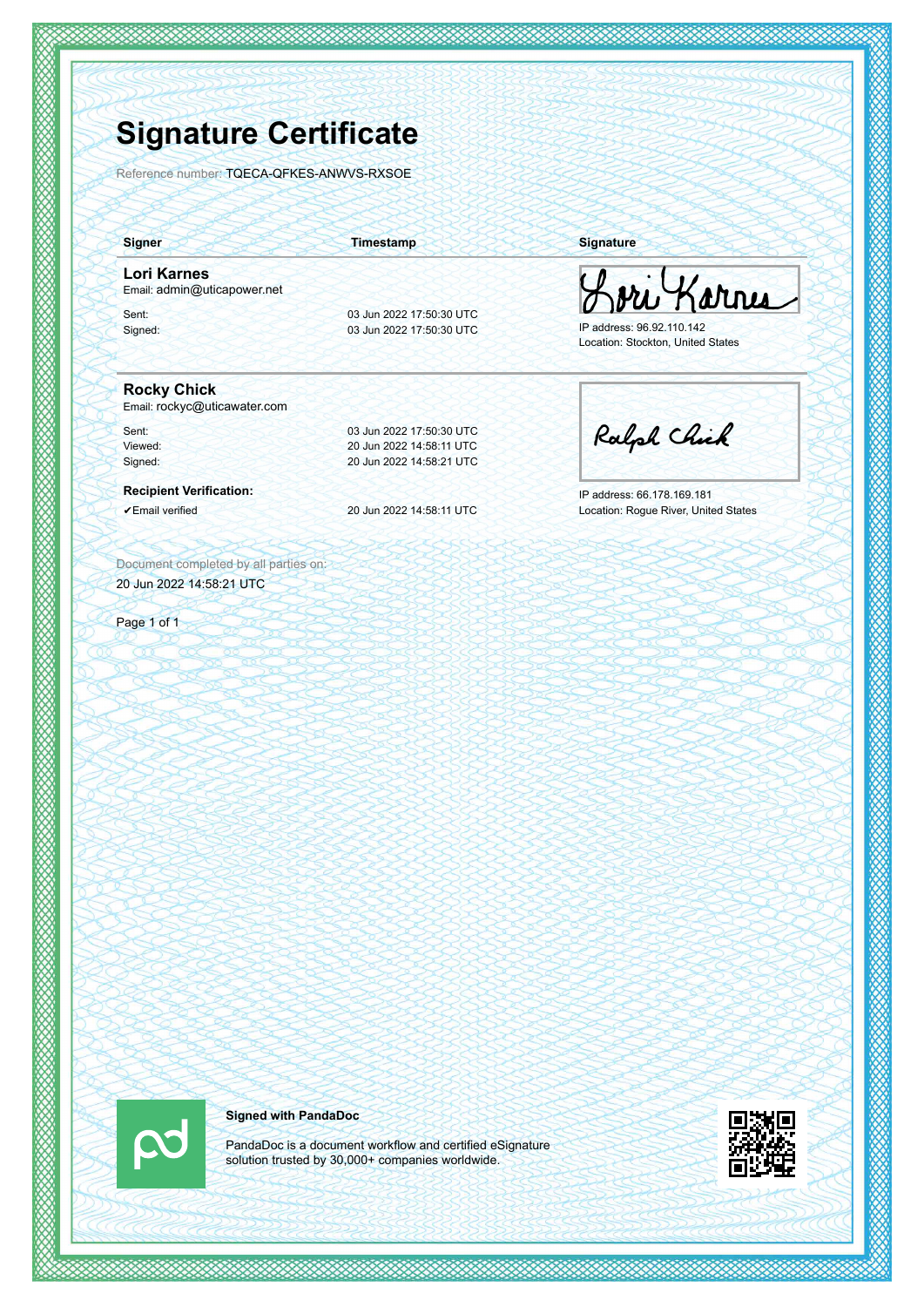# Signature Certificate

Reference number: TQECA-QFKES-ANWVS-RXSOE

| Signer | Timestamp | Signature |
| --- | --- | --- |
| **Lori Karnes**<br>Email: admin@uticapower.net | | Lori Karnes |
| Sent: | 03 Jun 2022 17:50:30 UTC | IP address: 96.92.110.142 |
| Signed: | 03 Jun 2022 17:50:30 UTC | Location: Stockton, United States |
| **Rocky Chick**<br>Email: rockyc@uticawater.com | | Ralph Chick |
| Sent: | 03 Jun 2022 17:50:30 UTC | |
| Viewed: | 20 Jun 2022 14:58:11 UTC | |
| Signed: | 20 Jun 2022 14:58:21 UTC | |
| **Recipient Verification:** | | IP address: 66.178.169.181 |
| ✔Email verified | 20 Jun 2022 14:58:11 UTC | Location: Rogue River, United States |

Document completed by all parties on:
20 Jun 2022 14:58:21 UTC

**Signed with PandaDoc**

PandaDoc is a document workflow and certified eSignature solution trusted by 30,000+ companies worldwide.